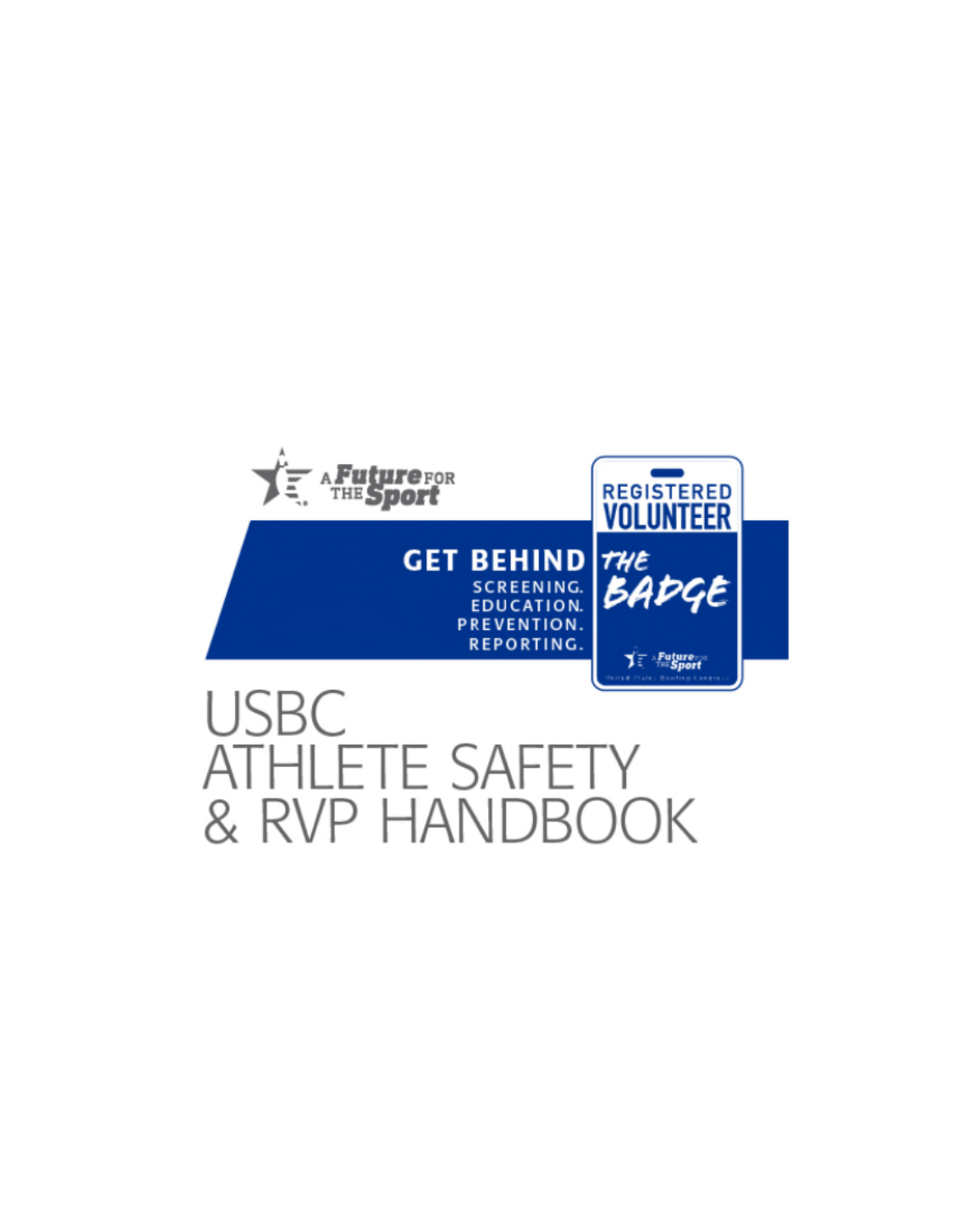A Future FOR THE Sport

GET BEHIND THE BADGE

SCREENING.
EDUCATION.
PREVENTION.
REPORTING.

REGISTERED VOLUNTEER

# USBC ATHLETE SAFETY & RVP HANDBOOK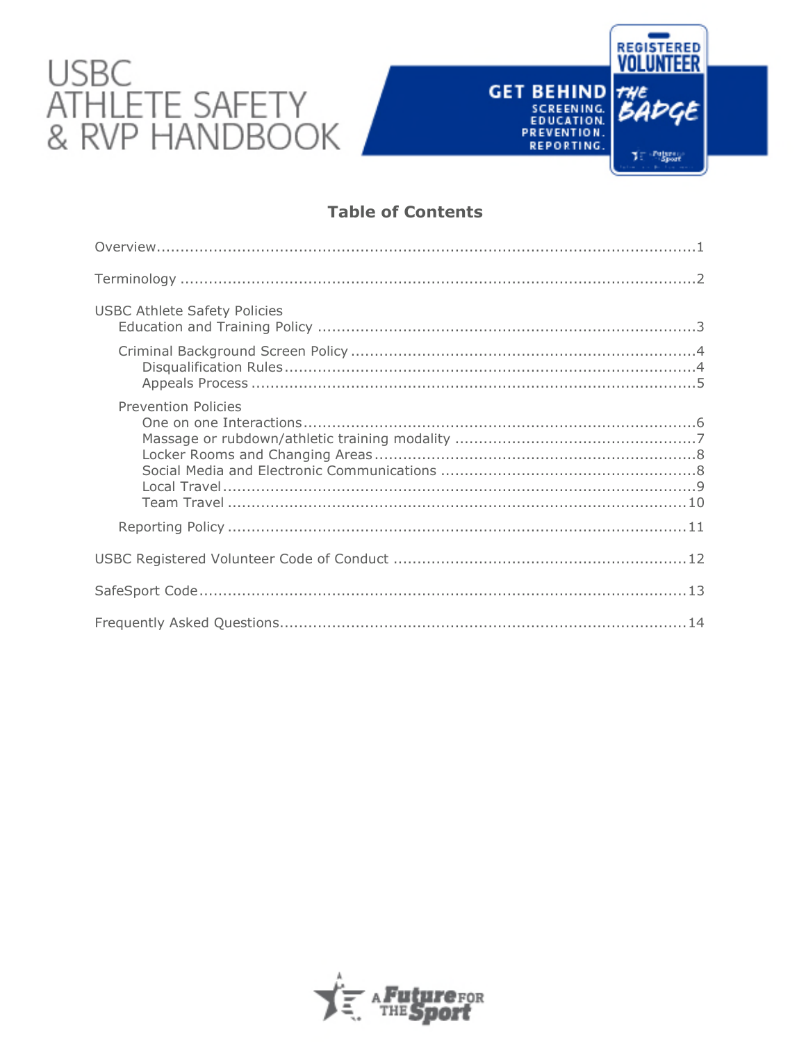# USBC ATHLETE SAFETY & RVP HANDBOOK

GET BEHIND THE BADGE
SCREENING. EDUCATION. PREVENTION. REPORTING.

REGISTERED VOLUNTEER

## Table of Contents

Overview ........................................................ 1

Terminology ........................................................ 2

USBC Athlete Safety Policies
- Education and Training Policy ........................................................ 3
- Criminal Background Screen Policy ........................................................ 4
  - Disqualification Rules ........................................................ 4
  - Appeals Process ........................................................ 5
- Prevention Policies
  - One on one Interactions ........................................................ 6
  - Massage or rubdown/athletic training modality ........................................................ 7
  - Locker Rooms and Changing Areas ........................................................ 8
  - Social Media and Electronic Communications ........................................................ 8
  - Local Travel ........................................................ 9
  - Team Travel ........................................................ 10
- Reporting Policy ........................................................ 11

USBC Registered Volunteer Code of Conduct ........................................................ 12

SafeSport Code ........................................................ 13

Frequently Asked Questions ........................................................ 14

A Future for the Sport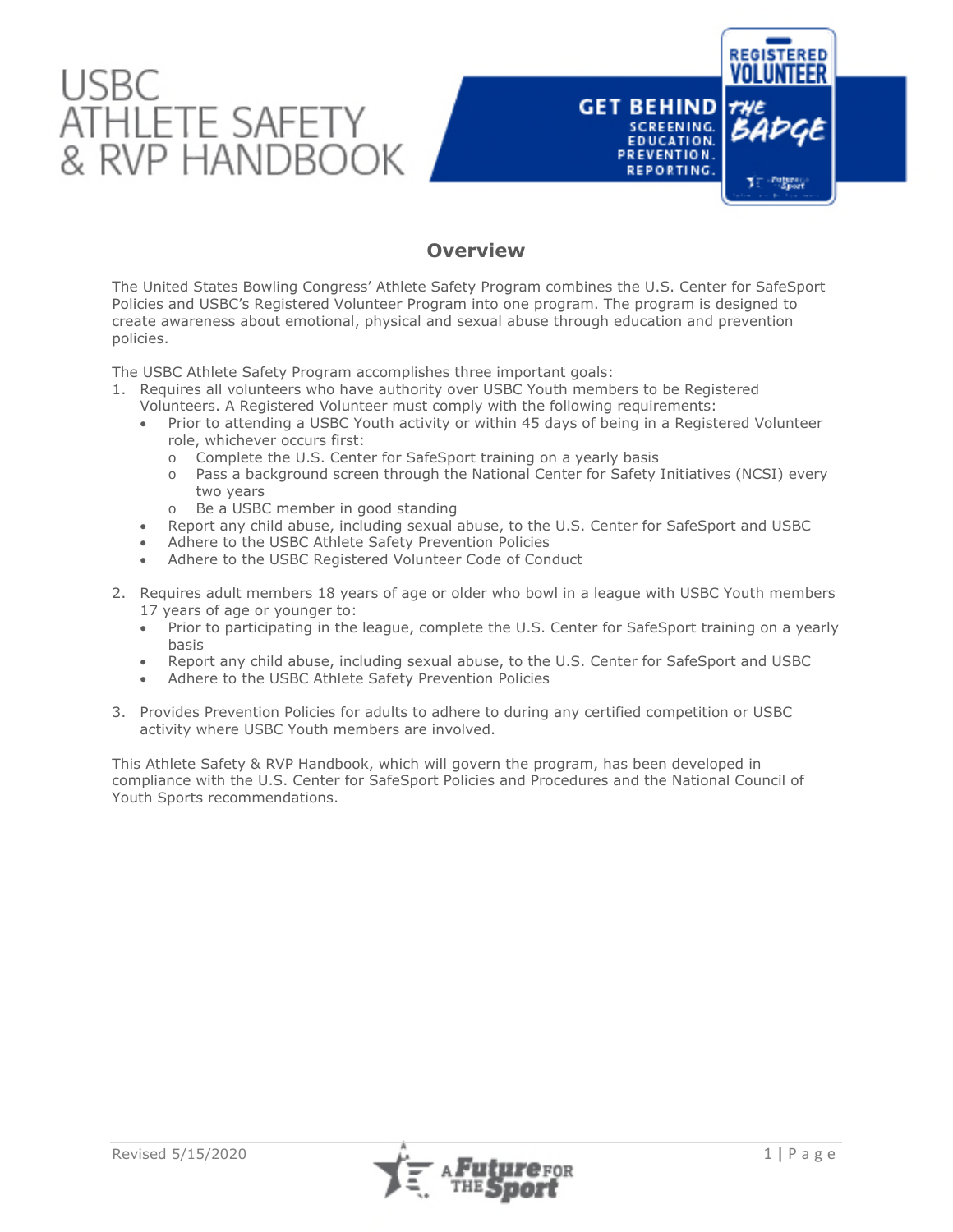# USBC ATHLETE SAFETY & RVP HANDBOOK

## Overview

The United States Bowling Congress' Athlete Safety Program combines the U.S. Center for SafeSport Policies and USBC's Registered Volunteer Program into one program. The program is designed to create awareness about emotional, physical and sexual abuse through education and prevention policies.

The USBC Athlete Safety Program accomplishes three important goals:

1. Requires all volunteers who have authority over USBC Youth members to be Registered Volunteers. A Registered Volunteer must comply with the following requirements:
   - Prior to attending a USBC Youth activity or within 45 days of being in a Registered Volunteer role, whichever occurs first:
     - Complete the U.S. Center for SafeSport training on a yearly basis
     - Pass a background screen through the National Center for Safety Initiatives (NCSI) every two years
     - Be a USBC member in good standing
   - Report any child abuse, including sexual abuse, to the U.S. Center for SafeSport and USBC
   - Adhere to the USBC Athlete Safety Prevention Policies
   - Adhere to the USBC Registered Volunteer Code of Conduct

2. Requires adult members 18 years of age or older who bowl in a league with USBC Youth members 17 years of age or younger to:
   - Prior to participating in the league, complete the U.S. Center for SafeSport training on a yearly basis
   - Report any child abuse, including sexual abuse, to the U.S. Center for SafeSport and USBC
   - Adhere to the USBC Athlete Safety Prevention Policies

3. Provides Prevention Policies for adults to adhere to during any certified competition or USBC activity where USBC Youth members are involved.

This Athlete Safety & RVP Handbook, which will govern the program, has been developed in compliance with the U.S. Center for SafeSport Policies and Procedures and the National Council of Youth Sports recommendations.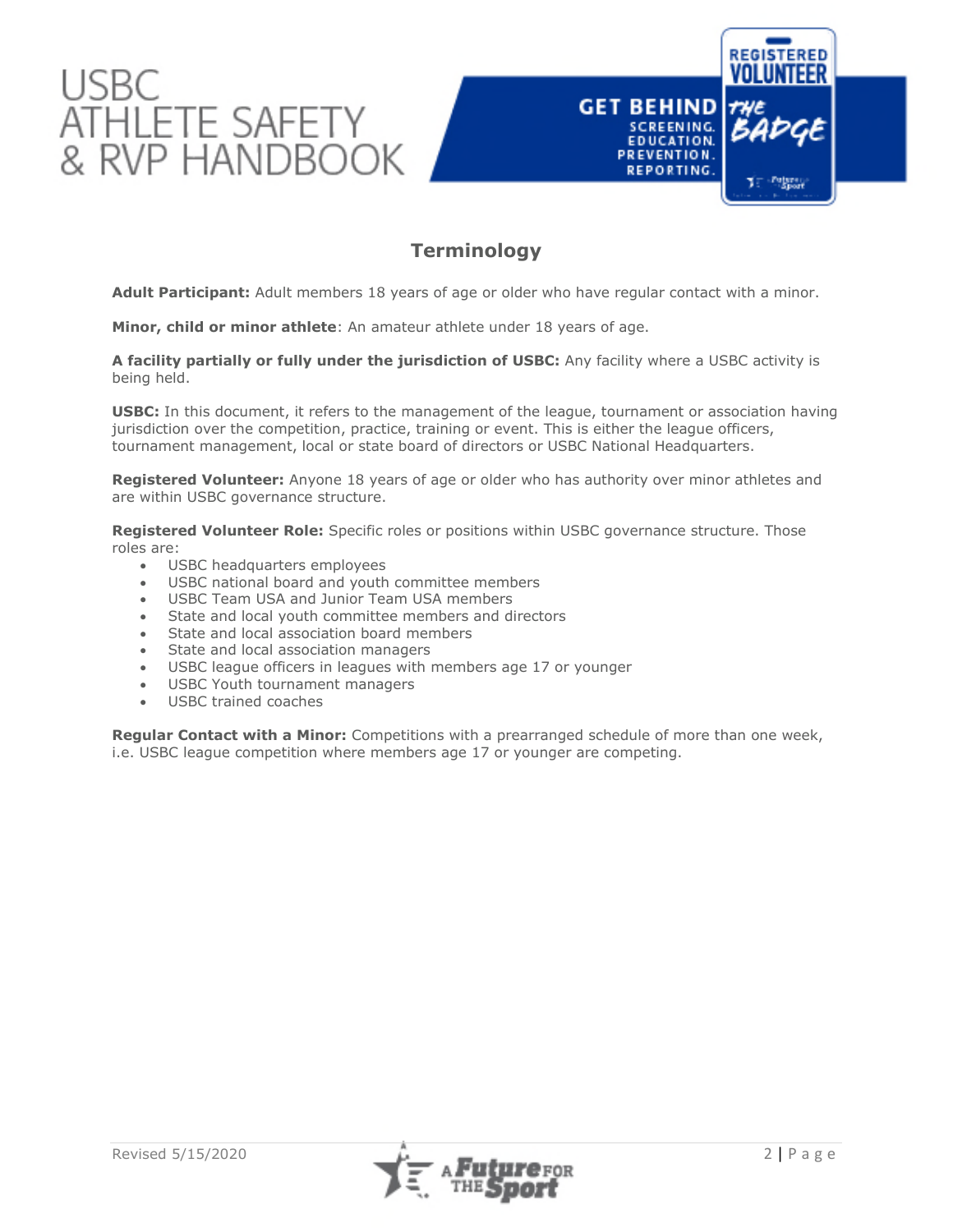## Terminology

**Adult Participant:** Adult members 18 years of age or older who have regular contact with a minor.

**Minor, child or minor athlete**: An amateur athlete under 18 years of age.

**A facility partially or fully under the jurisdiction of USBC:** Any facility where a USBC activity is being held.

**USBC:** In this document, it refers to the management of the league, tournament or association having jurisdiction over the competition, practice, training or event. This is either the league officers, tournament management, local or state board of directors or USBC National Headquarters.

**Registered Volunteer:** Anyone 18 years of age or older who has authority over minor athletes and are within USBC governance structure.

**Registered Volunteer Role:** Specific roles or positions within USBC governance structure. Those roles are:

- USBC headquarters employees
- USBC national board and youth committee members
- USBC Team USA and Junior Team USA members
- State and local youth committee members and directors
- State and local association board members
- State and local association managers
- USBC league officers in leagues with members age 17 or younger
- USBC Youth tournament managers
- USBC trained coaches

**Regular Contact with a Minor:** Competitions with a prearranged schedule of more than one week, i.e. USBC league competition where members age 17 or younger are competing.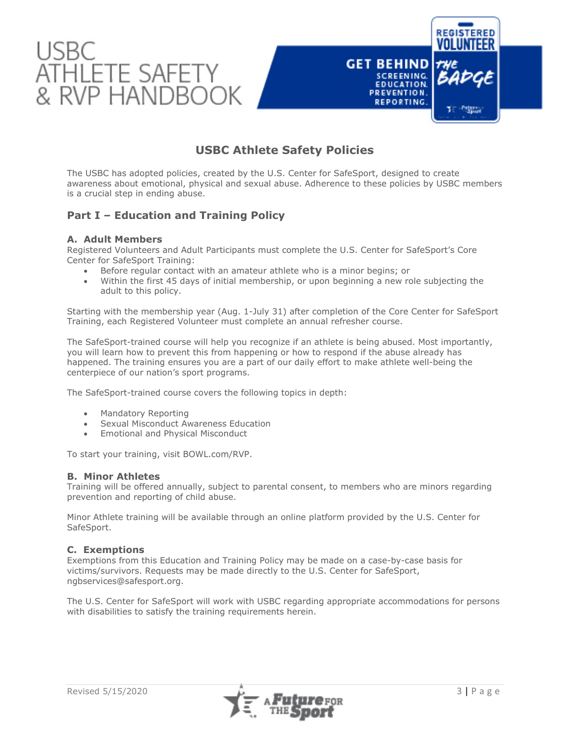## USBC Athlete Safety Policies

The USBC has adopted policies, created by the U.S. Center for SafeSport, designed to create awareness about emotional, physical and sexual abuse. Adherence to these policies by USBC members is a crucial step in ending abuse.

### Part I – Education and Training Policy

#### A. Adult Members

Registered Volunteers and Adult Participants must complete the U.S. Center for SafeSport's Core Center for SafeSport Training:

- Before regular contact with an amateur athlete who is a minor begins; or
- Within the first 45 days of initial membership, or upon beginning a new role subjecting the adult to this policy.

Starting with the membership year (Aug. 1-July 31) after completion of the Core Center for SafeSport Training, each Registered Volunteer must complete an annual refresher course.

The SafeSport-trained course will help you recognize if an athlete is being abused. Most importantly, you will learn how to prevent this from happening or how to respond if the abuse already has happened. The training ensures you are a part of our daily effort to make athlete well-being the centerpiece of our nation's sport programs.

The SafeSport-trained course covers the following topics in depth:

- Mandatory Reporting
- Sexual Misconduct Awareness Education
- Emotional and Physical Misconduct

To start your training, visit BOWL.com/RVP.

#### B. Minor Athletes

Training will be offered annually, subject to parental consent, to members who are minors regarding prevention and reporting of child abuse.

Minor Athlete training will be available through an online platform provided by the U.S. Center for SafeSport.

#### C. Exemptions

Exemptions from this Education and Training Policy may be made on a case-by-case basis for victims/survivors. Requests may be made directly to the U.S. Center for SafeSport, ngbservices@safesport.org.

The U.S. Center for SafeSport will work with USBC regarding appropriate accommodations for persons with disabilities to satisfy the training requirements herein.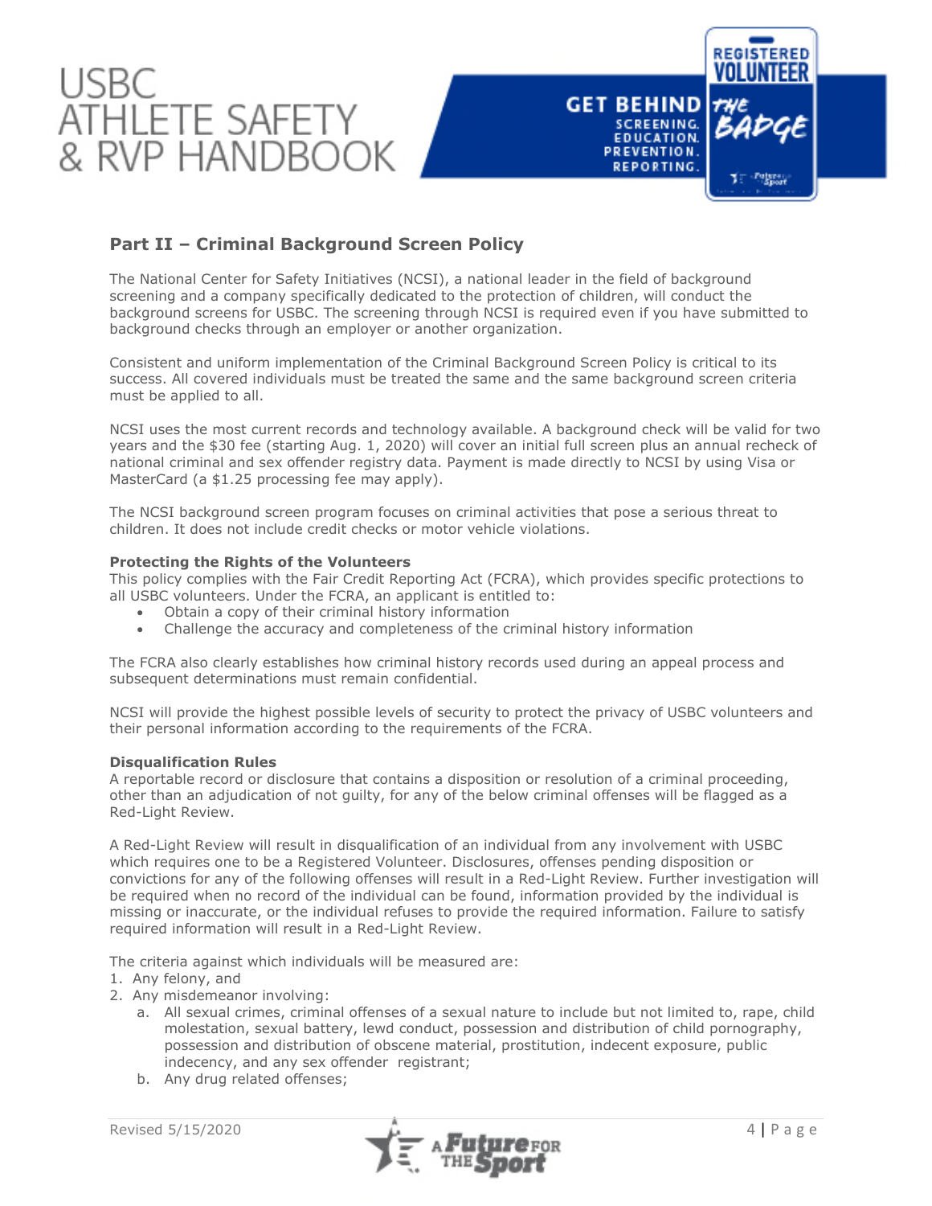## Part II – Criminal Background Screen Policy

The National Center for Safety Initiatives (NCSI), a national leader in the field of background screening and a company specifically dedicated to the protection of children, will conduct the background screens for USBC. The screening through NCSI is required even if you have submitted to background checks through an employer or another organization.

Consistent and uniform implementation of the Criminal Background Screen Policy is critical to its success. All covered individuals must be treated the same and the same background screen criteria must be applied to all.

NCSI uses the most current records and technology available. A background check will be valid for two years and the $30 fee (starting Aug. 1, 2020) will cover an initial full screen plus an annual recheck of national criminal and sex offender registry data. Payment is made directly to NCSI by using Visa or MasterCard (a $1.25 processing fee may apply).

The NCSI background screen program focuses on criminal activities that pose a serious threat to children. It does not include credit checks or motor vehicle violations.

**Protecting the Rights of the Volunteers**

This policy complies with the Fair Credit Reporting Act (FCRA), which provides specific protections to all USBC volunteers. Under the FCRA, an applicant is entitled to:

- Obtain a copy of their criminal history information
- Challenge the accuracy and completeness of the criminal history information

The FCRA also clearly establishes how criminal history records used during an appeal process and subsequent determinations must remain confidential.

NCSI will provide the highest possible levels of security to protect the privacy of USBC volunteers and their personal information according to the requirements of the FCRA.

**Disqualification Rules**

A reportable record or disclosure that contains a disposition or resolution of a criminal proceeding, other than an adjudication of not guilty, for any of the below criminal offenses will be flagged as a Red-Light Review.

A Red-Light Review will result in disqualification of an individual from any involvement with USBC which requires one to be a Registered Volunteer. Disclosures, offenses pending disposition or convictions for any of the following offenses will result in a Red-Light Review. Further investigation will be required when no record of the individual can be found, information provided by the individual is missing or inaccurate, or the individual refuses to provide the required information. Failure to satisfy required information will result in a Red-Light Review.

The criteria against which individuals will be measured are:

1. Any felony, and
2. Any misdemeanor involving:
   a. All sexual crimes, criminal offenses of a sexual nature to include but not limited to, rape, child molestation, sexual battery, lewd conduct, possession and distribution of child pornography, possession and distribution of obscene material, prostitution, indecent exposure, public indecency, and any sex offender registrant;
   b. Any drug related offenses;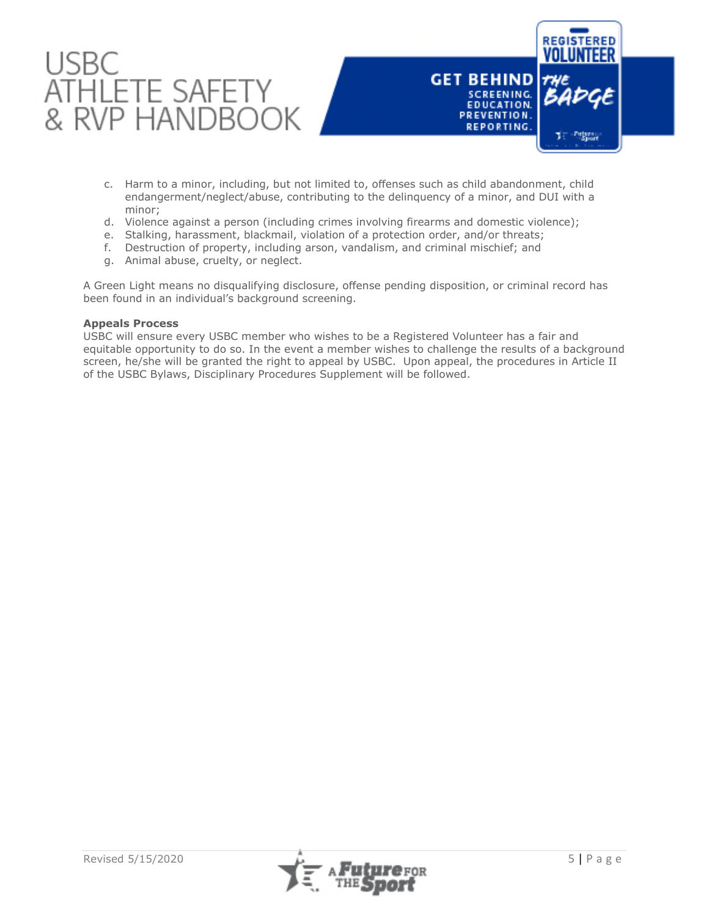c. Harm to a minor, including, but not limited to, offenses such as child abandonment, child endangerment/neglect/abuse, contributing to the delinquency of a minor, and DUI with a minor;
d. Violence against a person (including crimes involving firearms and domestic violence);
e. Stalking, harassment, blackmail, violation of a protection order, and/or threats;
f. Destruction of property, including arson, vandalism, and criminal mischief; and
g. Animal abuse, cruelty, or neglect.

A Green Light means no disqualifying disclosure, offense pending disposition, or criminal record has been found in an individual's background screening.

**Appeals Process**

USBC will ensure every USBC member who wishes to be a Registered Volunteer has a fair and equitable opportunity to do so. In the event a member wishes to challenge the results of a background screen, he/she will be granted the right to appeal by USBC. Upon appeal, the procedures in Article II of the USBC Bylaws, Disciplinary Procedures Supplement will be followed.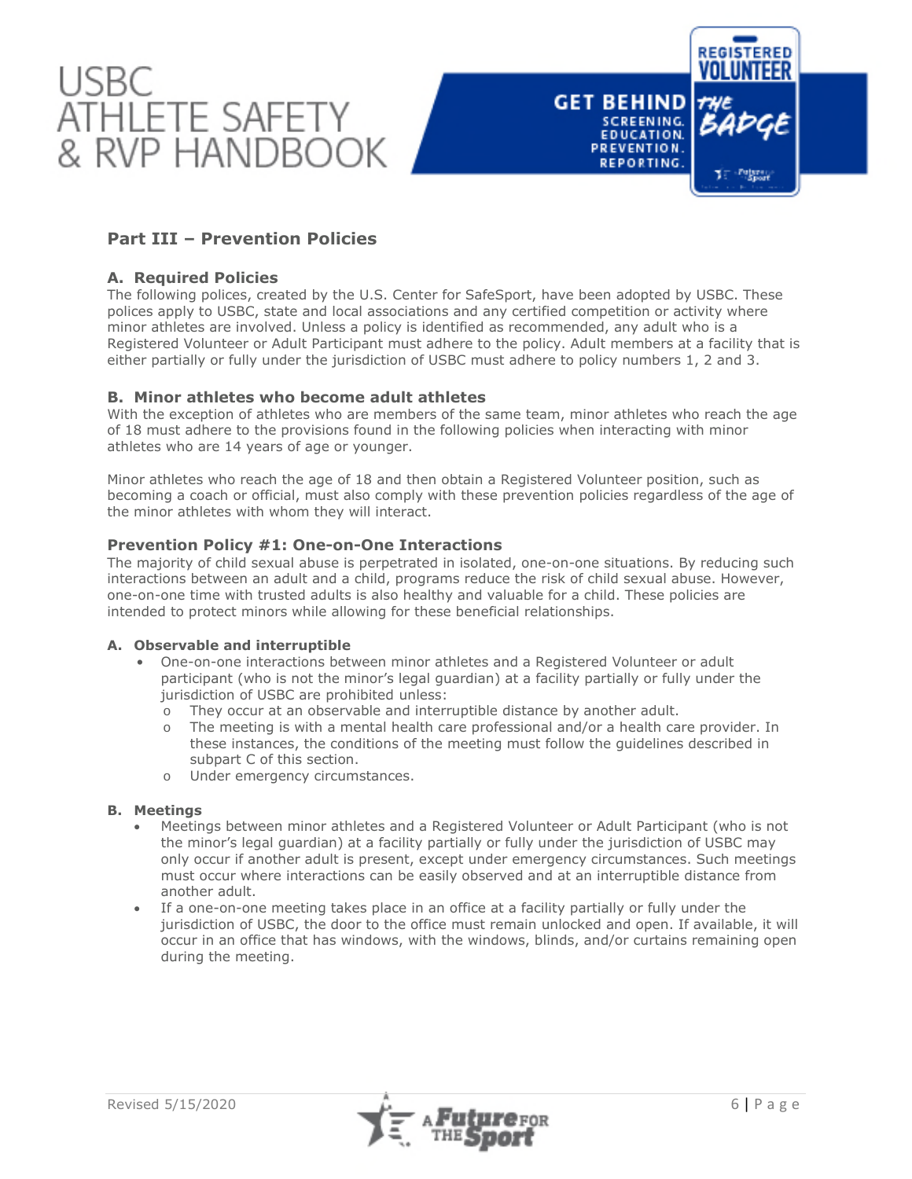## Part III – Prevention Policies

### A. Required Policies

The following polices, created by the U.S. Center for SafeSport, have been adopted by USBC. These polices apply to USBC, state and local associations and any certified competition or activity where minor athletes are involved. Unless a policy is identified as recommended, any adult who is a Registered Volunteer or Adult Participant must adhere to the policy. Adult members at a facility that is either partially or fully under the jurisdiction of USBC must adhere to policy numbers 1, 2 and 3.

### B. Minor athletes who become adult athletes

With the exception of athletes who are members of the same team, minor athletes who reach the age of 18 must adhere to the provisions found in the following policies when interacting with minor athletes who are 14 years of age or younger.

Minor athletes who reach the age of 18 and then obtain a Registered Volunteer position, such as becoming a coach or official, must also comply with these prevention policies regardless of the age of the minor athletes with whom they will interact.

### Prevention Policy #1: One-on-One Interactions

The majority of child sexual abuse is perpetrated in isolated, one-on-one situations. By reducing such interactions between an adult and a child, programs reduce the risk of child sexual abuse. However, one-on-one time with trusted adults is also healthy and valuable for a child. These policies are intended to protect minors while allowing for these beneficial relationships.

#### A. Observable and interruptible

- One-on-one interactions between minor athletes and a Registered Volunteer or adult participant (who is not the minor's legal guardian) at a facility partially or fully under the jurisdiction of USBC are prohibited unless:
  - They occur at an observable and interruptible distance by another adult.
  - The meeting is with a mental health care professional and/or a health care provider. In these instances, the conditions of the meeting must follow the guidelines described in subpart C of this section.
  - Under emergency circumstances.

#### B. Meetings

- Meetings between minor athletes and a Registered Volunteer or Adult Participant (who is not the minor's legal guardian) at a facility partially or fully under the jurisdiction of USBC may only occur if another adult is present, except under emergency circumstances. Such meetings must occur where interactions can be easily observed and at an interruptible distance from another adult.
- If a one-on-one meeting takes place in an office at a facility partially or fully under the jurisdiction of USBC, the door to the office must remain unlocked and open. If available, it will occur in an office that has windows, with the windows, blinds, and/or curtains remaining open during the meeting.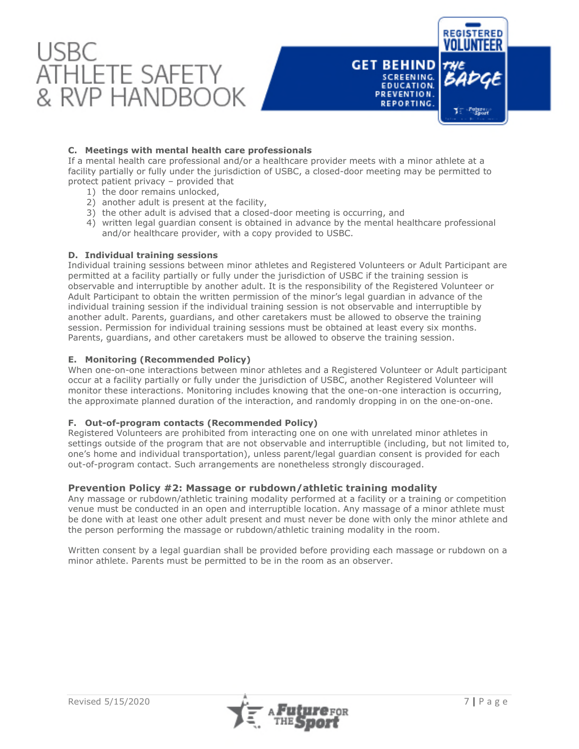### C. Meetings with mental health care professionals

If a mental health care professional and/or a healthcare provider meets with a minor athlete at a facility partially or fully under the jurisdiction of USBC, a closed-door meeting may be permitted to protect patient privacy – provided that

1) the door remains unlocked,
2) another adult is present at the facility,
3) the other adult is advised that a closed-door meeting is occurring, and
4) written legal guardian consent is obtained in advance by the mental healthcare professional and/or healthcare provider, with a copy provided to USBC.

### D. Individual training sessions

Individual training sessions between minor athletes and Registered Volunteers or Adult Participant are permitted at a facility partially or fully under the jurisdiction of USBC if the training session is observable and interruptible by another adult. It is the responsibility of the Registered Volunteer or Adult Participant to obtain the written permission of the minor's legal guardian in advance of the individual training session if the individual training session is not observable and interruptible by another adult. Parents, guardians, and other caretakers must be allowed to observe the training session. Permission for individual training sessions must be obtained at least every six months. Parents, guardians, and other caretakers must be allowed to observe the training session.

### E. Monitoring (Recommended Policy)

When one-on-one interactions between minor athletes and a Registered Volunteer or Adult participant occur at a facility partially or fully under the jurisdiction of USBC, another Registered Volunteer will monitor these interactions. Monitoring includes knowing that the one-on-one interaction is occurring, the approximate planned duration of the interaction, and randomly dropping in on the one-on-one.

### F. Out-of-program contacts (Recommended Policy)

Registered Volunteers are prohibited from interacting one on one with unrelated minor athletes in settings outside of the program that are not observable and interruptible (including, but not limited to, one's home and individual transportation), unless parent/legal guardian consent is provided for each out-of-program contact. Such arrangements are nonetheless strongly discouraged.

## Prevention Policy #2: Massage or rubdown/athletic training modality

Any massage or rubdown/athletic training modality performed at a facility or a training or competition venue must be conducted in an open and interruptible location. Any massage of a minor athlete must be done with at least one other adult present and must never be done with only the minor athlete and the person performing the massage or rubdown/athletic training modality in the room.

Written consent by a legal guardian shall be provided before providing each massage or rubdown on a minor athlete. Parents must be permitted to be in the room as an observer.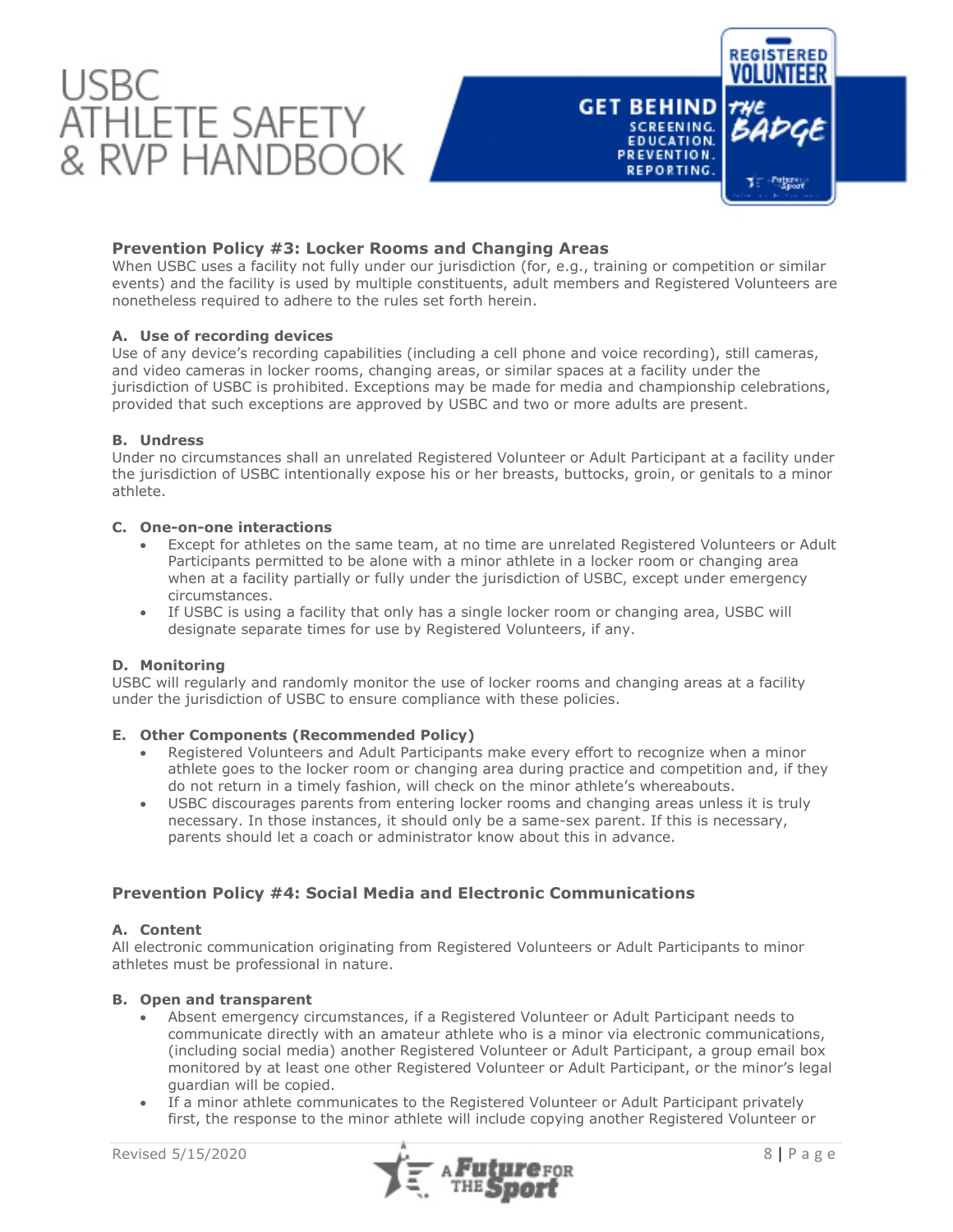## Prevention Policy #3: Locker Rooms and Changing Areas

When USBC uses a facility not fully under our jurisdiction (for, e.g., training or competition or similar events) and the facility is used by multiple constituents, adult members and Registered Volunteers are nonetheless required to adhere to the rules set forth herein.

### A. Use of recording devices

Use of any device's recording capabilities (including a cell phone and voice recording), still cameras, and video cameras in locker rooms, changing areas, or similar spaces at a facility under the jurisdiction of USBC is prohibited. Exceptions may be made for media and championship celebrations, provided that such exceptions are approved by USBC and two or more adults are present.

### B. Undress

Under no circumstances shall an unrelated Registered Volunteer or Adult Participant at a facility under the jurisdiction of USBC intentionally expose his or her breasts, buttocks, groin, or genitals to a minor athlete.

### C. One-on-one interactions

- Except for athletes on the same team, at no time are unrelated Registered Volunteers or Adult Participants permitted to be alone with a minor athlete in a locker room or changing area when at a facility partially or fully under the jurisdiction of USBC, except under emergency circumstances.
- If USBC is using a facility that only has a single locker room or changing area, USBC will designate separate times for use by Registered Volunteers, if any.

### D. Monitoring

USBC will regularly and randomly monitor the use of locker rooms and changing areas at a facility under the jurisdiction of USBC to ensure compliance with these policies.

### E. Other Components (Recommended Policy)

- Registered Volunteers and Adult Participants make every effort to recognize when a minor athlete goes to the locker room or changing area during practice and competition and, if they do not return in a timely fashion, will check on the minor athlete's whereabouts.
- USBC discourages parents from entering locker rooms and changing areas unless it is truly necessary. In those instances, it should only be a same-sex parent. If this is necessary, parents should let a coach or administrator know about this in advance.

## Prevention Policy #4: Social Media and Electronic Communications

### A. Content

All electronic communication originating from Registered Volunteers or Adult Participants to minor athletes must be professional in nature.

### B. Open and transparent

- Absent emergency circumstances, if a Registered Volunteer or Adult Participant needs to communicate directly with an amateur athlete who is a minor via electronic communications, (including social media) another Registered Volunteer or Adult Participant, a group email box monitored by at least one other Registered Volunteer or Adult Participant, or the minor's legal guardian will be copied.
- If a minor athlete communicates to the Registered Volunteer or Adult Participant privately first, the response to the minor athlete will include copying another Registered Volunteer or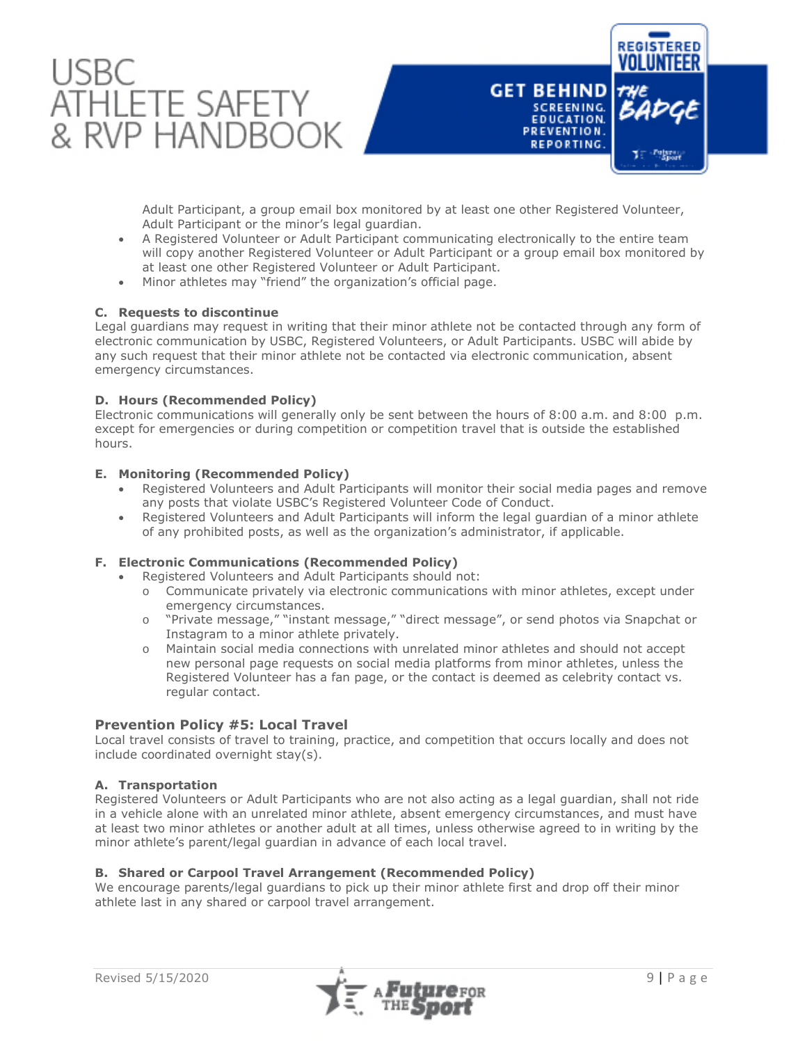Adult Participant, a group email box monitored by at least one other Registered Volunteer, Adult Participant or the minor's legal guardian.

- A Registered Volunteer or Adult Participant communicating electronically to the entire team will copy another Registered Volunteer or Adult Participant or a group email box monitored by at least one other Registered Volunteer or Adult Participant.
- Minor athletes may "friend" the organization's official page.

**C. Requests to discontinue**

Legal guardians may request in writing that their minor athlete not be contacted through any form of electronic communication by USBC, Registered Volunteers, or Adult Participants. USBC will abide by any such request that their minor athlete not be contacted via electronic communication, absent emergency circumstances.

**D. Hours (Recommended Policy)**

Electronic communications will generally only be sent between the hours of 8:00 a.m. and 8:00 p.m. except for emergencies or during competition or competition travel that is outside the established hours.

**E. Monitoring (Recommended Policy)**

- Registered Volunteers and Adult Participants will monitor their social media pages and remove any posts that violate USBC's Registered Volunteer Code of Conduct.
- Registered Volunteers and Adult Participants will inform the legal guardian of a minor athlete of any prohibited posts, as well as the organization's administrator, if applicable.

**F. Electronic Communications (Recommended Policy)**

- Registered Volunteers and Adult Participants should not:
  - Communicate privately via electronic communications with minor athletes, except under emergency circumstances.
  - "Private message," "instant message," "direct message", or send photos via Snapchat or Instagram to a minor athlete privately.
  - Maintain social media connections with unrelated minor athletes and should not accept new personal page requests on social media platforms from minor athletes, unless the Registered Volunteer has a fan page, or the contact is deemed as celebrity contact vs. regular contact.

## Prevention Policy #5: Local Travel

Local travel consists of travel to training, practice, and competition that occurs locally and does not include coordinated overnight stay(s).

**A. Transportation**

Registered Volunteers or Adult Participants who are not also acting as a legal guardian, shall not ride in a vehicle alone with an unrelated minor athlete, absent emergency circumstances, and must have at least two minor athletes or another adult at all times, unless otherwise agreed to in writing by the minor athlete's parent/legal guardian in advance of each local travel.

**B. Shared or Carpool Travel Arrangement (Recommended Policy)**

We encourage parents/legal guardians to pick up their minor athlete first and drop off their minor athlete last in any shared or carpool travel arrangement.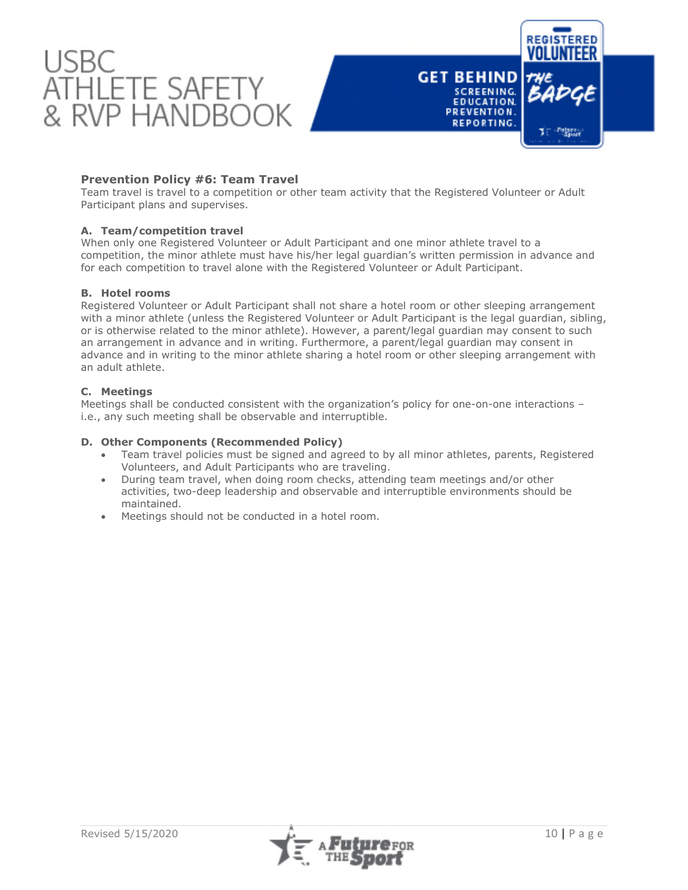## Prevention Policy #6: Team Travel

Team travel is travel to a competition or other team activity that the Registered Volunteer or Adult Participant plans and supervises.

### A. Team/competition travel

When only one Registered Volunteer or Adult Participant and one minor athlete travel to a competition, the minor athlete must have his/her legal guardian's written permission in advance and for each competition to travel alone with the Registered Volunteer or Adult Participant.

### B. Hotel rooms

Registered Volunteer or Adult Participant shall not share a hotel room or other sleeping arrangement with a minor athlete (unless the Registered Volunteer or Adult Participant is the legal guardian, sibling, or is otherwise related to the minor athlete). However, a parent/legal guardian may consent to such an arrangement in advance and in writing. Furthermore, a parent/legal guardian may consent in advance and in writing to the minor athlete sharing a hotel room or other sleeping arrangement with an adult athlete.

### C. Meetings

Meetings shall be conducted consistent with the organization's policy for one-on-one interactions – i.e., any such meeting shall be observable and interruptible.

### D. Other Components (Recommended Policy)

- Team travel policies must be signed and agreed to by all minor athletes, parents, Registered Volunteers, and Adult Participants who are traveling.
- During team travel, when doing room checks, attending team meetings and/or other activities, two-deep leadership and observable and interruptible environments should be maintained.
- Meetings should not be conducted in a hotel room.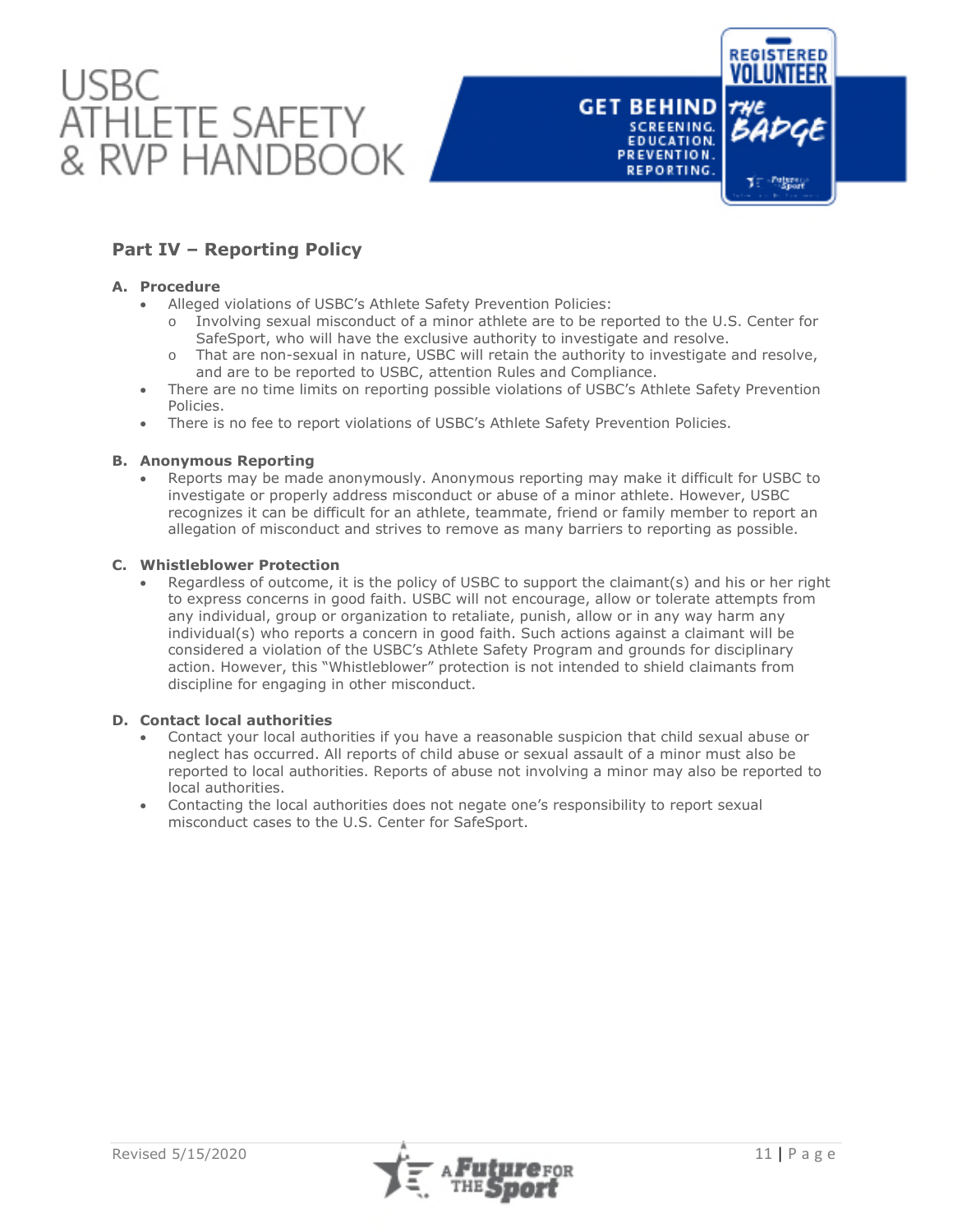## Part IV – Reporting Policy

### A. Procedure

- Alleged violations of USBC's Athlete Safety Prevention Policies:
  - Involving sexual misconduct of a minor athlete are to be reported to the U.S. Center for SafeSport, who will have the exclusive authority to investigate and resolve.
  - That are non-sexual in nature, USBC will retain the authority to investigate and resolve, and are to be reported to USBC, attention Rules and Compliance.
- There are no time limits on reporting possible violations of USBC's Athlete Safety Prevention Policies.
- There is no fee to report violations of USBC's Athlete Safety Prevention Policies.

### B. Anonymous Reporting

- Reports may be made anonymously. Anonymous reporting may make it difficult for USBC to investigate or properly address misconduct or abuse of a minor athlete. However, USBC recognizes it can be difficult for an athlete, teammate, friend or family member to report an allegation of misconduct and strives to remove as many barriers to reporting as possible.

### C. Whistleblower Protection

- Regardless of outcome, it is the policy of USBC to support the claimant(s) and his or her right to express concerns in good faith. USBC will not encourage, allow or tolerate attempts from any individual, group or organization to retaliate, punish, allow or in any way harm any individual(s) who reports a concern in good faith. Such actions against a claimant will be considered a violation of the USBC's Athlete Safety Program and grounds for disciplinary action. However, this "Whistleblower" protection is not intended to shield claimants from discipline for engaging in other misconduct.

### D. Contact local authorities

- Contact your local authorities if you have a reasonable suspicion that child sexual abuse or neglect has occurred. All reports of child abuse or sexual assault of a minor must also be reported to local authorities. Reports of abuse not involving a minor may also be reported to local authorities.
- Contacting the local authorities does not negate one's responsibility to report sexual misconduct cases to the U.S. Center for SafeSport.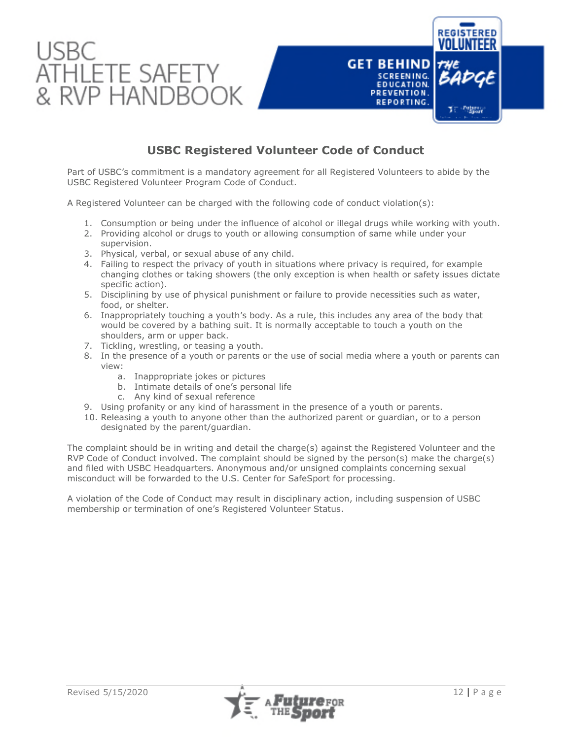## USBC Registered Volunteer Code of Conduct

Part of USBC's commitment is a mandatory agreement for all Registered Volunteers to abide by the USBC Registered Volunteer Program Code of Conduct.

A Registered Volunteer can be charged with the following code of conduct violation(s):

1. Consumption or being under the influence of alcohol or illegal drugs while working with youth.
2. Providing alcohol or drugs to youth or allowing consumption of same while under your supervision.
3. Physical, verbal, or sexual abuse of any child.
4. Failing to respect the privacy of youth in situations where privacy is required, for example changing clothes or taking showers (the only exception is when health or safety issues dictate specific action).
5. Disciplining by use of physical punishment or failure to provide necessities such as water, food, or shelter.
6. Inappropriately touching a youth's body. As a rule, this includes any area of the body that would be covered by a bathing suit. It is normally acceptable to touch a youth on the shoulders, arm or upper back.
7. Tickling, wrestling, or teasing a youth.
8. In the presence of a youth or parents or the use of social media where a youth or parents can view:
   a. Inappropriate jokes or pictures
   b. Intimate details of one's personal life
   c. Any kind of sexual reference
9. Using profanity or any kind of harassment in the presence of a youth or parents.
10. Releasing a youth to anyone other than the authorized parent or guardian, or to a person designated by the parent/guardian.

The complaint should be in writing and detail the charge(s) against the Registered Volunteer and the RVP Code of Conduct involved. The complaint should be signed by the person(s) make the charge(s) and filed with USBC Headquarters. Anonymous and/or unsigned complaints concerning sexual misconduct will be forwarded to the U.S. Center for SafeSport for processing.

A violation of the Code of Conduct may result in disciplinary action, including suspension of USBC membership or termination of one's Registered Volunteer Status.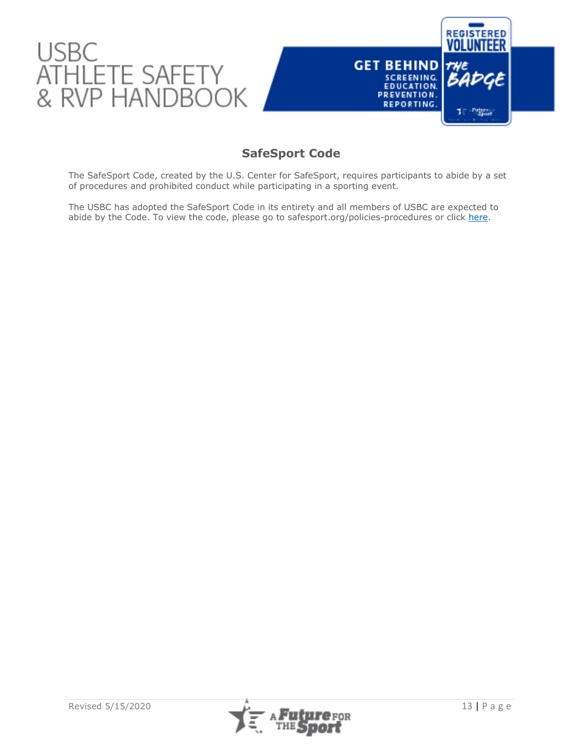## SafeSport Code

The SafeSport Code, created by the U.S. Center for SafeSport, requires participants to abide by a set of procedures and prohibited conduct while participating in a sporting event.

The USBC has adopted the SafeSport Code in its entirety and all members of USBC are expected to abide by the Code. To view the code, please go to safesport.org/policies-procedures or click here.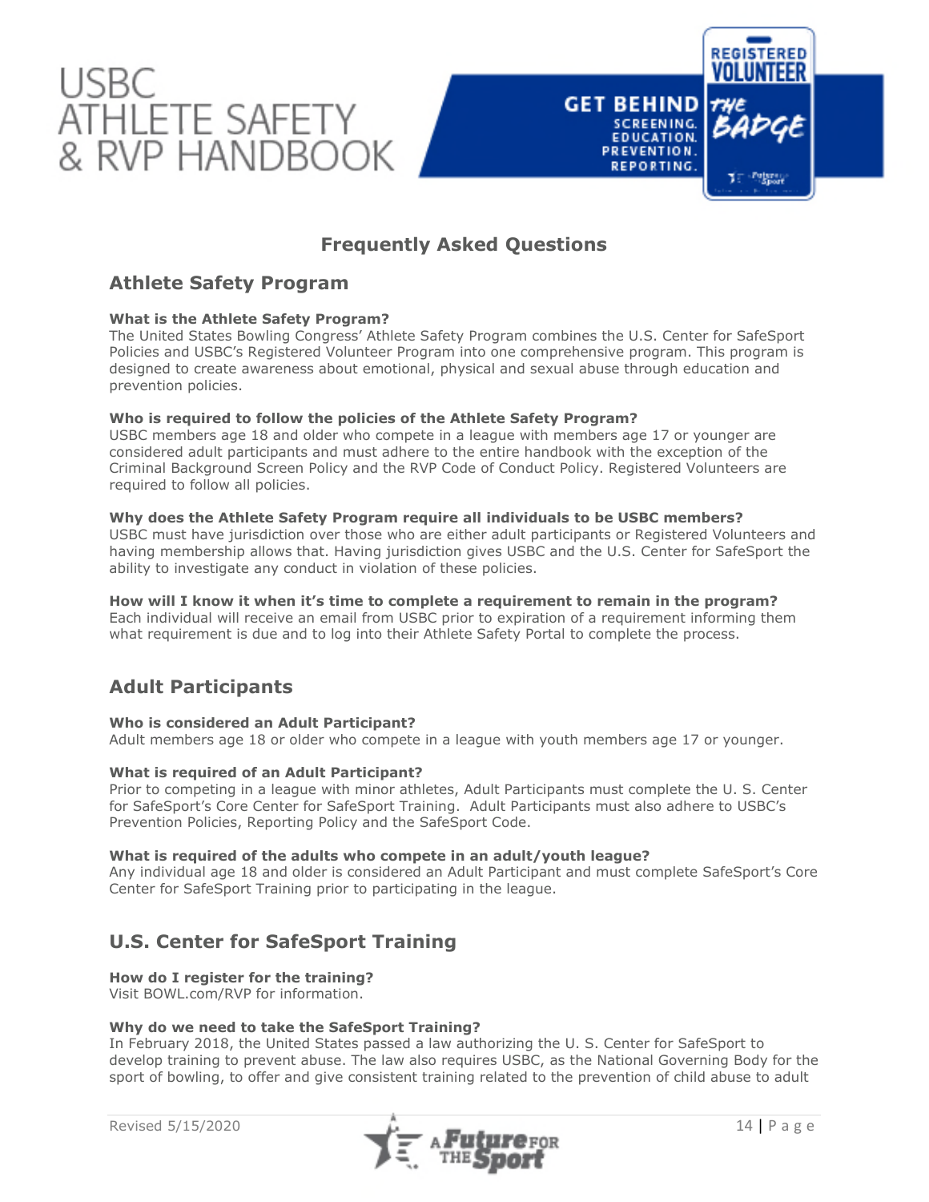## Frequently Asked Questions

### Athlete Safety Program

**What is the Athlete Safety Program?**
The United States Bowling Congress' Athlete Safety Program combines the U.S. Center for SafeSport Policies and USBC's Registered Volunteer Program into one comprehensive program. This program is designed to create awareness about emotional, physical and sexual abuse through education and prevention policies.

**Who is required to follow the policies of the Athlete Safety Program?**
USBC members age 18 and older who compete in a league with members age 17 or younger are considered adult participants and must adhere to the entire handbook with the exception of the Criminal Background Screen Policy and the RVP Code of Conduct Policy. Registered Volunteers are required to follow all policies.

**Why does the Athlete Safety Program require all individuals to be USBC members?**
USBC must have jurisdiction over those who are either adult participants or Registered Volunteers and having membership allows that. Having jurisdiction gives USBC and the U.S. Center for SafeSport the ability to investigate any conduct in violation of these policies.

**How will I know it when it's time to complete a requirement to remain in the program?**
Each individual will receive an email from USBC prior to expiration of a requirement informing them what requirement is due and to log into their Athlete Safety Portal to complete the process.

### Adult Participants

**Who is considered an Adult Participant?**
Adult members age 18 or older who compete in a league with youth members age 17 or younger.

**What is required of an Adult Participant?**
Prior to competing in a league with minor athletes, Adult Participants must complete the U. S. Center for SafeSport's Core Center for SafeSport Training. Adult Participants must also adhere to USBC's Prevention Policies, Reporting Policy and the SafeSport Code.

**What is required of the adults who compete in an adult/youth league?**
Any individual age 18 and older is considered an Adult Participant and must complete SafeSport's Core Center for SafeSport Training prior to participating in the league.

### U.S. Center for SafeSport Training

**How do I register for the training?**
Visit BOWL.com/RVP for information.

**Why do we need to take the SafeSport Training?**
In February 2018, the United States passed a law authorizing the U. S. Center for SafeSport to develop training to prevent abuse. The law also requires USBC, as the National Governing Body for the sport of bowling, to offer and give consistent training related to the prevention of child abuse to adult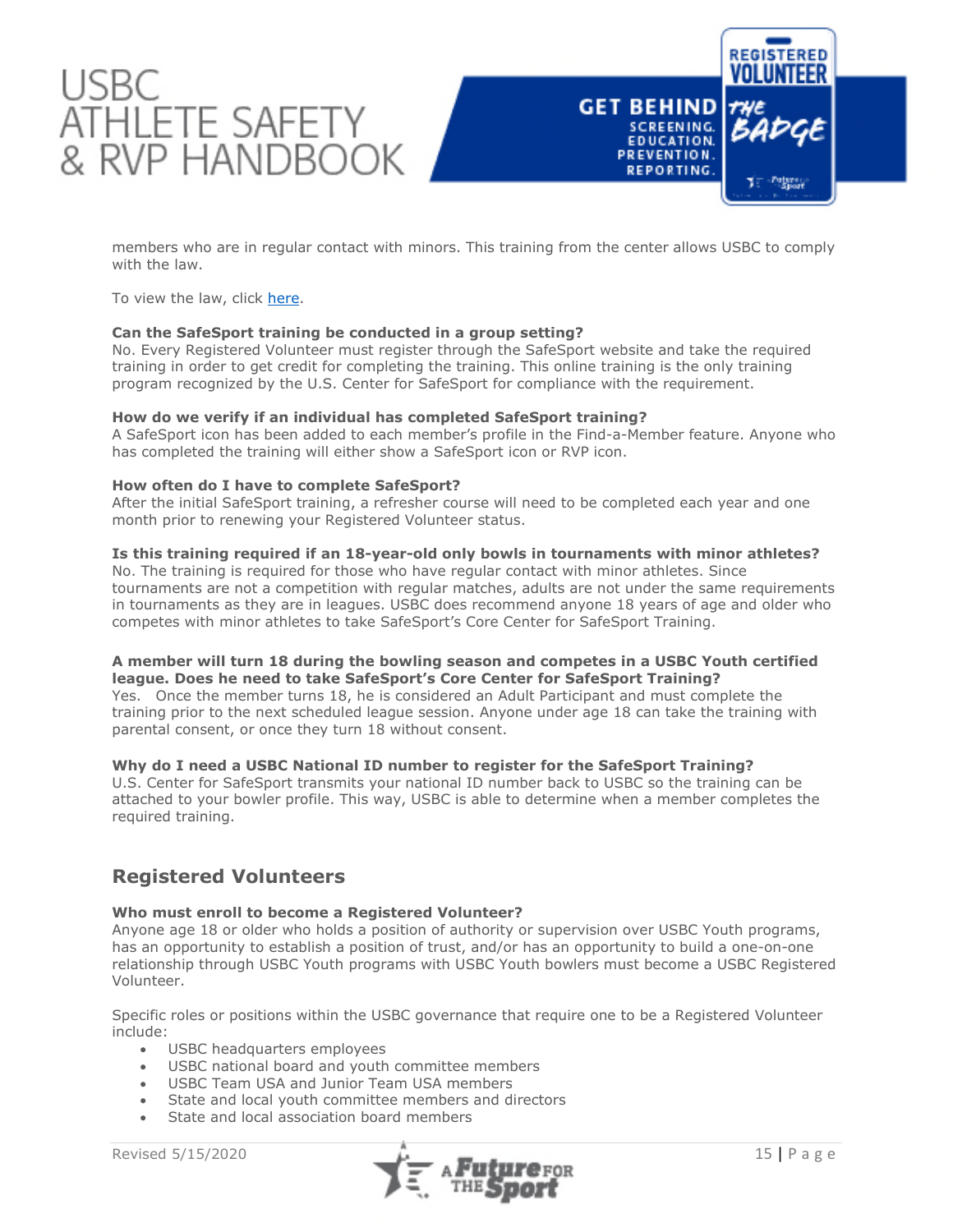members who are in regular contact with minors. This training from the center allows USBC to comply with the law.

To view the law, click here.

**Can the SafeSport training be conducted in a group setting?**
No. Every Registered Volunteer must register through the SafeSport website and take the required training in order to get credit for completing the training. This online training is the only training program recognized by the U.S. Center for SafeSport for compliance with the requirement.

**How do we verify if an individual has completed SafeSport training?**
A SafeSport icon has been added to each member's profile in the Find-a-Member feature. Anyone who has completed the training will either show a SafeSport icon or RVP icon.

**How often do I have to complete SafeSport?**
After the initial SafeSport training, a refresher course will need to be completed each year and one month prior to renewing your Registered Volunteer status.

**Is this training required if an 18-year-old only bowls in tournaments with minor athletes?**
No. The training is required for those who have regular contact with minor athletes. Since tournaments are not a competition with regular matches, adults are not under the same requirements in tournaments as they are in leagues. USBC does recommend anyone 18 years of age and older who competes with minor athletes to take SafeSport's Core Center for SafeSport Training.

**A member will turn 18 during the bowling season and competes in a USBC Youth certified league. Does he need to take SafeSport's Core Center for SafeSport Training?**
Yes. Once the member turns 18, he is considered an Adult Participant and must complete the training prior to the next scheduled league session. Anyone under age 18 can take the training with parental consent, or once they turn 18 without consent.

**Why do I need a USBC National ID number to register for the SafeSport Training?**
U.S. Center for SafeSport transmits your national ID number back to USBC so the training can be attached to your bowler profile. This way, USBC is able to determine when a member completes the required training.

## Registered Volunteers

**Who must enroll to become a Registered Volunteer?**
Anyone age 18 or older who holds a position of authority or supervision over USBC Youth programs, has an opportunity to establish a position of trust, and/or has an opportunity to build a one-on-one relationship through USBC Youth programs with USBC Youth bowlers must become a USBC Registered Volunteer.

Specific roles or positions within the USBC governance that require one to be a Registered Volunteer include:

- USBC headquarters employees
- USBC national board and youth committee members
- USBC Team USA and Junior Team USA members
- State and local youth committee members and directors
- State and local association board members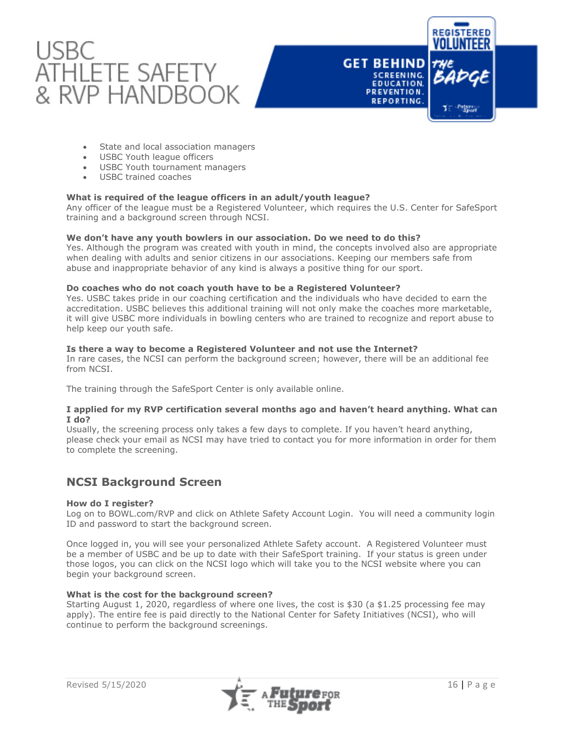- State and local association managers
- USBC Youth league officers
- USBC Youth tournament managers
- USBC trained coaches

**What is required of the league officers in an adult/youth league?**
Any officer of the league must be a Registered Volunteer, which requires the U.S. Center for SafeSport training and a background screen through NCSI.

**We don't have any youth bowlers in our association. Do we need to do this?**
Yes. Although the program was created with youth in mind, the concepts involved also are appropriate when dealing with adults and senior citizens in our associations. Keeping our members safe from abuse and inappropriate behavior of any kind is always a positive thing for our sport.

**Do coaches who do not coach youth have to be a Registered Volunteer?**
Yes. USBC takes pride in our coaching certification and the individuals who have decided to earn the accreditation. USBC believes this additional training will not only make the coaches more marketable, it will give USBC more individuals in bowling centers who are trained to recognize and report abuse to help keep our youth safe.

**Is there a way to become a Registered Volunteer and not use the Internet?**
In rare cases, the NCSI can perform the background screen; however, there will be an additional fee from NCSI.

The training through the SafeSport Center is only available online.

**I applied for my RVP certification several months ago and haven't heard anything. What can I do?**
Usually, the screening process only takes a few days to complete. If you haven't heard anything, please check your email as NCSI may have tried to contact you for more information in order for them to complete the screening.

## NCSI Background Screen

**How do I register?**
Log on to BOWL.com/RVP and click on Athlete Safety Account Login. You will need a community login ID and password to start the background screen.

Once logged in, you will see your personalized Athlete Safety account. A Registered Volunteer must be a member of USBC and be up to date with their SafeSport training. If your status is green under those logos, you can click on the NCSI logo which will take you to the NCSI website where you can begin your background screen.

**What is the cost for the background screen?**
Starting August 1, 2020, regardless of where one lives, the cost is $30 (a $1.25 processing fee may apply). The entire fee is paid directly to the National Center for Safety Initiatives (NCSI), who will continue to perform the background screenings.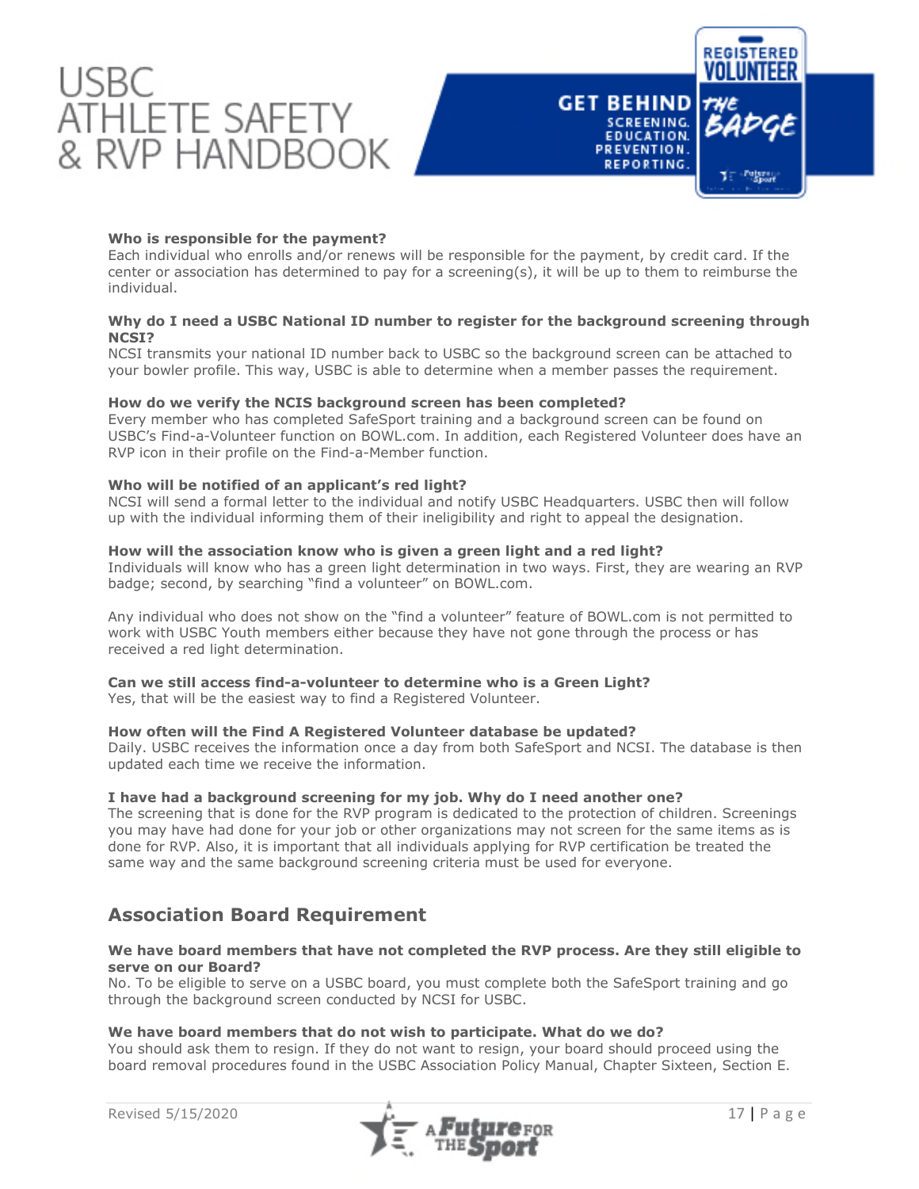**Who is responsible for the payment?**
Each individual who enrolls and/or renews will be responsible for the payment, by credit card. If the center or association has determined to pay for a screening(s), it will be up to them to reimburse the individual.

**Why do I need a USBC National ID number to register for the background screening through NCSI?**
NCSI transmits your national ID number back to USBC so the background screen can be attached to your bowler profile. This way, USBC is able to determine when a member passes the requirement.

**How do we verify the NCIS background screen has been completed?**
Every member who has completed SafeSport training and a background screen can be found on USBC's Find-a-Volunteer function on BOWL.com. In addition, each Registered Volunteer does have an RVP icon in their profile on the Find-a-Member function.

**Who will be notified of an applicant's red light?**
NCSI will send a formal letter to the individual and notify USBC Headquarters. USBC then will follow up with the individual informing them of their ineligibility and right to appeal the designation.

**How will the association know who is given a green light and a red light?**
Individuals will know who has a green light determination in two ways. First, they are wearing an RVP badge; second, by searching "find a volunteer" on BOWL.com.

Any individual who does not show on the "find a volunteer" feature of BOWL.com is not permitted to work with USBC Youth members either because they have not gone through the process or has received a red light determination.

**Can we still access find-a-volunteer to determine who is a Green Light?**
Yes, that will be the easiest way to find a Registered Volunteer.

**How often will the Find A Registered Volunteer database be updated?**
Daily. USBC receives the information once a day from both SafeSport and NCSI. The database is then updated each time we receive the information.

**I have had a background screening for my job. Why do I need another one?**
The screening that is done for the RVP program is dedicated to the protection of children. Screenings you may have had done for your job or other organizations may not screen for the same items as is done for RVP. Also, it is important that all individuals applying for RVP certification be treated the same way and the same background screening criteria must be used for everyone.

## Association Board Requirement

**We have board members that have not completed the RVP process. Are they still eligible to serve on our Board?**
No. To be eligible to serve on a USBC board, you must complete both the SafeSport training and go through the background screen conducted by NCSI for USBC.

**We have board members that do not wish to participate. What do we do?**
You should ask them to resign. If they do not want to resign, your board should proceed using the board removal procedures found in the USBC Association Policy Manual, Chapter Sixteen, Section E.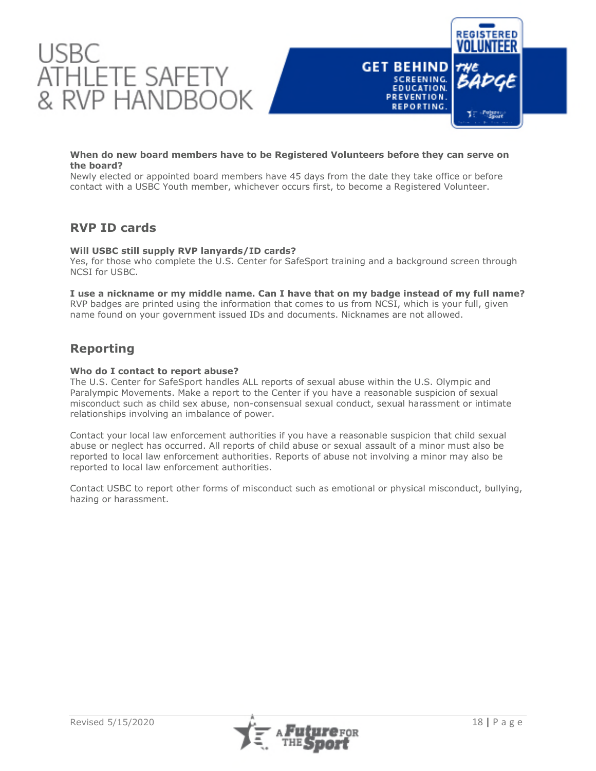**When do new board members have to be Registered Volunteers before they can serve on the board?**
Newly elected or appointed board members have 45 days from the date they take office or before contact with a USBC Youth member, whichever occurs first, to become a Registered Volunteer.

## RVP ID cards

**Will USBC still supply RVP lanyards/ID cards?**
Yes, for those who complete the U.S. Center for SafeSport training and a background screen through NCSI for USBC.

**I use a nickname or my middle name. Can I have that on my badge instead of my full name?**
RVP badges are printed using the information that comes to us from NCSI, which is your full, given name found on your government issued IDs and documents. Nicknames are not allowed.

## Reporting

**Who do I contact to report abuse?**
The U.S. Center for SafeSport handles ALL reports of sexual abuse within the U.S. Olympic and Paralympic Movements. Make a report to the Center if you have a reasonable suspicion of sexual misconduct such as child sex abuse, non-consensual sexual conduct, sexual harassment or intimate relationships involving an imbalance of power.

Contact your local law enforcement authorities if you have a reasonable suspicion that child sexual abuse or neglect has occurred. All reports of child abuse or sexual assault of a minor must also be reported to local law enforcement authorities. Reports of abuse not involving a minor may also be reported to local law enforcement authorities.

Contact USBC to report other forms of misconduct such as emotional or physical misconduct, bullying, hazing or harassment.